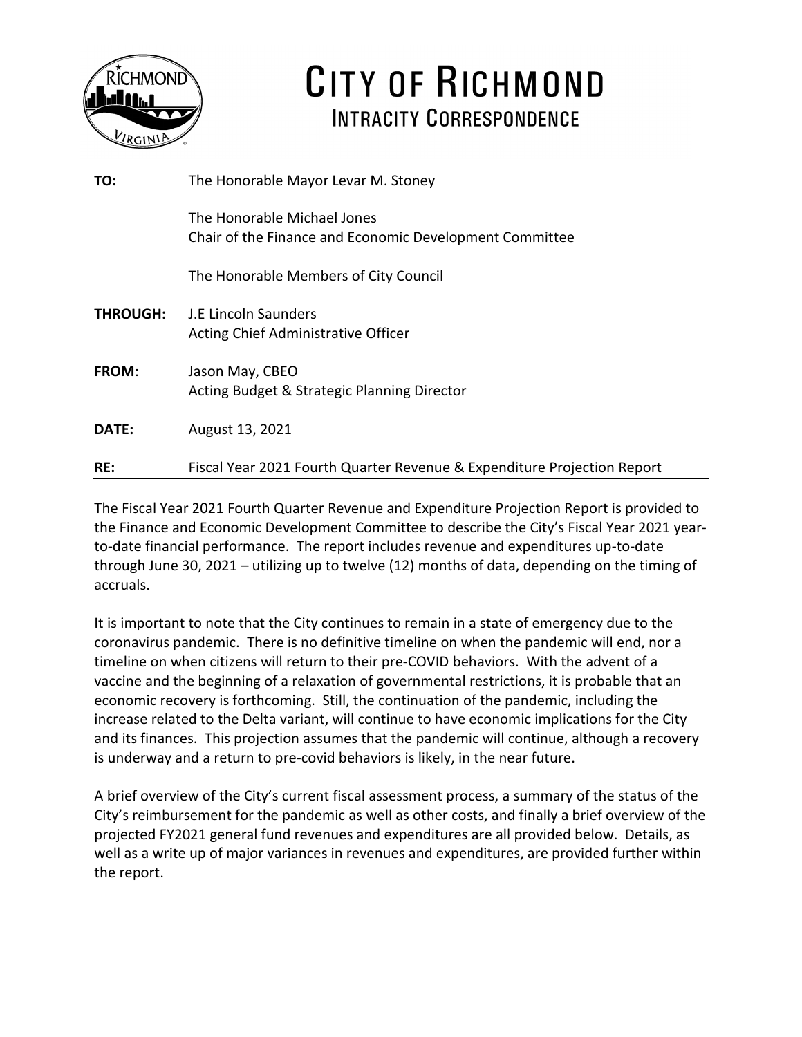# CITY OF RICHMOND

## INTRACITY CORRESPONDENCE

| | |
|---|---|
| **TO:** | The Honorable Mayor Levar M. Stoney<br><br>The Honorable Michael Jones<br>Chair of the Finance and Economic Development Committee<br><br>The Honorable Members of City Council |
| **THROUGH:** | J.E Lincoln Saunders<br>Acting Chief Administrative Officer |
| **FROM**: | Jason May, CBEO<br>Acting Budget & Strategic Planning Director |
| **DATE:** | August 13, 2021 |
| **RE:** | Fiscal Year 2021 Fourth Quarter Revenue & Expenditure Projection Report |

The Fiscal Year 2021 Fourth Quarter Revenue and Expenditure Projection Report is provided to the Finance and Economic Development Committee to describe the City's Fiscal Year 2021 year-to-date financial performance. The report includes revenue and expenditures up-to-date through June 30, 2021 – utilizing up to twelve (12) months of data, depending on the timing of accruals.

It is important to note that the City continues to remain in a state of emergency due to the coronavirus pandemic. There is no definitive timeline on when the pandemic will end, nor a timeline on when citizens will return to their pre-COVID behaviors. With the advent of a vaccine and the beginning of a relaxation of governmental restrictions, it is probable that an economic recovery is forthcoming. Still, the continuation of the pandemic, including the increase related to the Delta variant, will continue to have economic implications for the City and its finances. This projection assumes that the pandemic will continue, although a recovery is underway and a return to pre-covid behaviors is likely, in the near future.

A brief overview of the City's current fiscal assessment process, a summary of the status of the City's reimbursement for the pandemic as well as other costs, and finally a brief overview of the projected FY2021 general fund revenues and expenditures are all provided below. Details, as well as a write up of major variances in revenues and expenditures, are provided further within the report.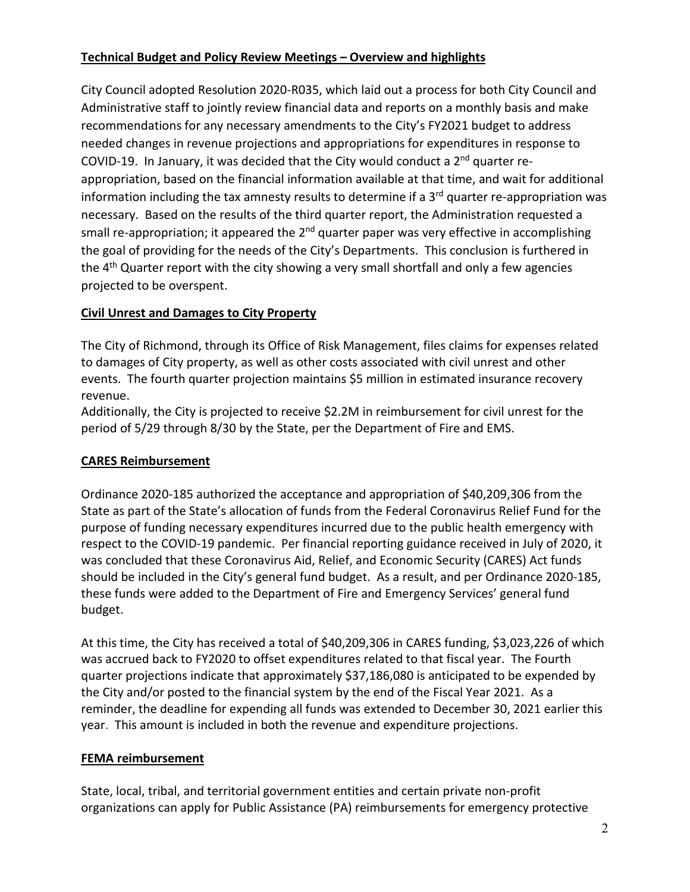## Technical Budget and Policy Review Meetings – Overview and highlights

City Council adopted Resolution 2020-R035, which laid out a process for both City Council and Administrative staff to jointly review financial data and reports on a monthly basis and make recommendations for any necessary amendments to the City's FY2021 budget to address needed changes in revenue projections and appropriations for expenditures in response to COVID-19. In January, it was decided that the City would conduct a 2nd quarter re-appropriation, based on the financial information available at that time, and wait for additional information including the tax amnesty results to determine if a 3rd quarter re-appropriation was necessary. Based on the results of the third quarter report, the Administration requested a small re-appropriation; it appeared the 2nd quarter paper was very effective in accomplishing the goal of providing for the needs of the City's Departments. This conclusion is furthered in the 4th Quarter report with the city showing a very small shortfall and only a few agencies projected to be overspent.

## Civil Unrest and Damages to City Property

The City of Richmond, through its Office of Risk Management, files claims for expenses related to damages of City property, as well as other costs associated with civil unrest and other events. The fourth quarter projection maintains $5 million in estimated insurance recovery revenue.

Additionally, the City is projected to receive $2.2M in reimbursement for civil unrest for the period of 5/29 through 8/30 by the State, per the Department of Fire and EMS.

## CARES Reimbursement

Ordinance 2020-185 authorized the acceptance and appropriation of $40,209,306 from the State as part of the State's allocation of funds from the Federal Coronavirus Relief Fund for the purpose of funding necessary expenditures incurred due to the public health emergency with respect to the COVID-19 pandemic. Per financial reporting guidance received in July of 2020, it was concluded that these Coronavirus Aid, Relief, and Economic Security (CARES) Act funds should be included in the City's general fund budget. As a result, and per Ordinance 2020-185, these funds were added to the Department of Fire and Emergency Services' general fund budget.

At this time, the City has received a total of $40,209,306 in CARES funding, $3,023,226 of which was accrued back to FY2020 to offset expenditures related to that fiscal year. The Fourth quarter projections indicate that approximately $37,186,080 is anticipated to be expended by the City and/or posted to the financial system by the end of the Fiscal Year 2021. As a reminder, the deadline for expending all funds was extended to December 30, 2021 earlier this year. This amount is included in both the revenue and expenditure projections.

## FEMA reimbursement

State, local, tribal, and territorial government entities and certain private non-profit organizations can apply for Public Assistance (PA) reimbursements for emergency protective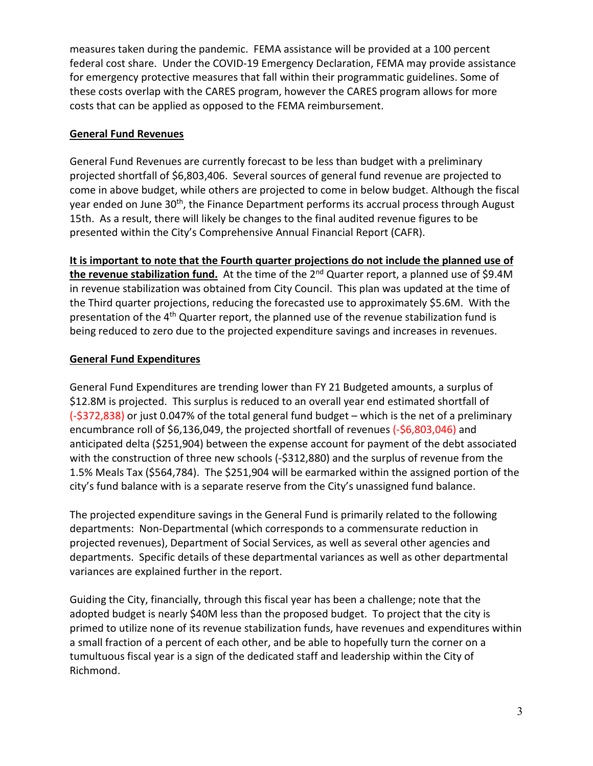measures taken during the pandemic. FEMA assistance will be provided at a 100 percent federal cost share. Under the COVID-19 Emergency Declaration, FEMA may provide assistance for emergency protective measures that fall within their programmatic guidelines. Some of these costs overlap with the CARES program, however the CARES program allows for more costs that can be applied as opposed to the FEMA reimbursement.

**General Fund Revenues**

General Fund Revenues are currently forecast to be less than budget with a preliminary projected shortfall of $6,803,406. Several sources of general fund revenue are projected to come in above budget, while others are projected to come in below budget. Although the fiscal year ended on June 30th, the Finance Department performs its accrual process through August 15th. As a result, there will likely be changes to the final audited revenue figures to be presented within the City's Comprehensive Annual Financial Report (CAFR).

**It is important to note that the Fourth quarter projections do not include the planned use of the revenue stabilization fund.** At the time of the 2nd Quarter report, a planned use of $9.4M in revenue stabilization was obtained from City Council. This plan was updated at the time of the Third quarter projections, reducing the forecasted use to approximately $5.6M. With the presentation of the 4th Quarter report, the planned use of the revenue stabilization fund is being reduced to zero due to the projected expenditure savings and increases in revenues.

**General Fund Expenditures**

General Fund Expenditures are trending lower than FY 21 Budgeted amounts, a surplus of $12.8M is projected. This surplus is reduced to an overall year end estimated shortfall of (-$372,838) or just 0.047% of the total general fund budget – which is the net of a preliminary encumbrance roll of $6,136,049, the projected shortfall of revenues (-$6,803,046) and anticipated delta ($251,904) between the expense account for payment of the debt associated with the construction of three new schools (-$312,880) and the surplus of revenue from the 1.5% Meals Tax ($564,784). The $251,904 will be earmarked within the assigned portion of the city's fund balance with is a separate reserve from the City's unassigned fund balance.

The projected expenditure savings in the General Fund is primarily related to the following departments: Non-Departmental (which corresponds to a commensurate reduction in projected revenues), Department of Social Services, as well as several other agencies and departments. Specific details of these departmental variances as well as other departmental variances are explained further in the report.

Guiding the City, financially, through this fiscal year has been a challenge; note that the adopted budget is nearly $40M less than the proposed budget. To project that the city is primed to utilize none of its revenue stabilization funds, have revenues and expenditures within a small fraction of a percent of each other, and be able to hopefully turn the corner on a tumultuous fiscal year is a sign of the dedicated staff and leadership within the City of Richmond.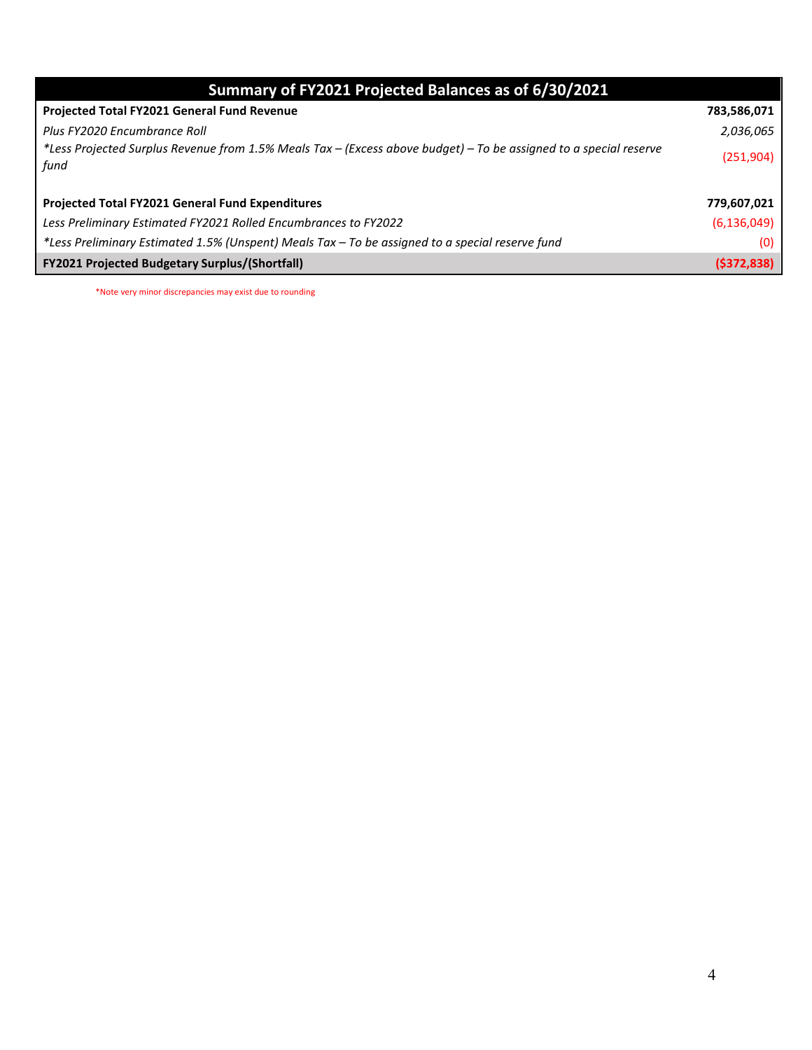| Summary of FY2021 Projected Balances as of 6/30/2021 | |
|---|---|
| **Projected Total FY2021 General Fund Revenue** | **783,586,071** |
| *Plus FY2020 Encumbrance Roll* | *2,036,065* |
| *\*Less Projected Surplus Revenue from 1.5% Meals Tax – (Excess above budget) – To be assigned to a special reserve fund* | (251,904) |
| | |
| **Projected Total FY2021 General Fund Expenditures** | **779,607,021** |
| *Less Preliminary Estimated FY2021 Rolled Encumbrances to FY2022* | (6,136,049) |
| *\*Less Preliminary Estimated 1.5% (Unspent) Meals Tax – To be assigned to a special reserve fund* | (0) |
| **FY2021 Projected Budgetary Surplus/(Shortfall)** | **($372,838)** |

*Note very minor discrepancies may exist due to rounding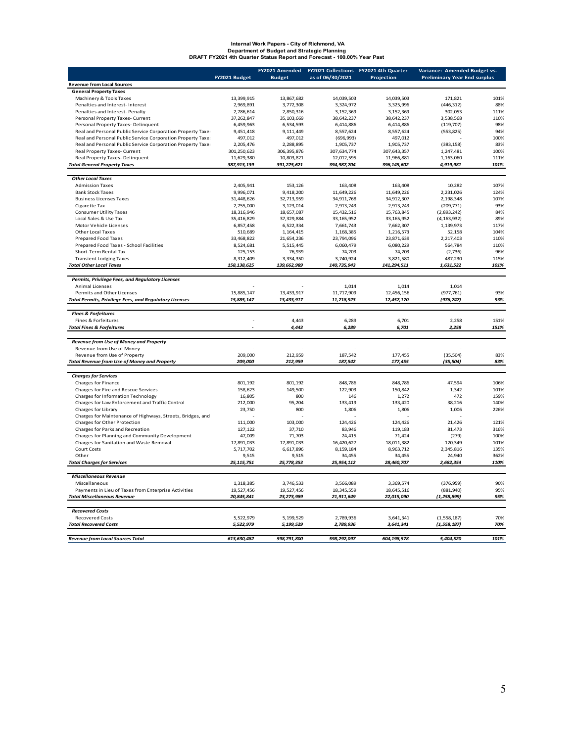**Internal Work Papers - City of Richmond, VA**
**Department of Budget and Strategic Planning**
**DRAFT FY2021 4th Quarter Status Report and Forecast - 100.00% Year Past**

| | FY2021 Budget | FY2021 Amended Budget | FY2021 Collections as of 06/30/2021 | FY2021 4th Quarter Projection | Variance: Amended Budget vs. Preliminary Year End surplus | |
|---|---|---|---|---|---|---|
| **Revenue from Local Sources** | | | | | | |
| **General Property Taxes** | | | | | | |
| Machinery & Tools Taxes | 13,399,915 | 13,867,682 | 14,039,503 | 14,039,503 | 171,821 | 101% |
| Penalties and Interest- Interest | 2,969,891 | 3,772,308 | 3,324,972 | 3,325,996 | (446,312) | 88% |
| Penalties and Interest- Penalty | 2,786,614 | 2,850,316 | 3,152,369 | 3,152,369 | 302,053 | 111% |
| Personal Property Taxes- Current | 37,262,847 | 35,103,669 | 38,642,237 | 38,642,237 | 3,538,568 | 110% |
| Personal Property Taxes- Delinquent | 6,459,963 | 6,534,593 | 6,414,886 | 6,414,886 | (119,707) | 98% |
| Real and Personal Public Service Corporation Property Taxe: | 9,451,418 | 9,111,449 | 8,557,624 | 8,557,624 | (553,825) | 94% |
| Real and Personal Public Service Corporation Property Taxe: | 497,012 | 497,012 | (696,993) | 497,012 | - | 100% |
| Real and Personal Public Service Corporation Property Taxe: | 2,205,476 | 2,288,895 | 1,905,737 | 1,905,737 | (383,158) | 83% |
| Real Property Taxes- Current | 301,250,623 | 306,395,876 | 307,634,774 | 307,643,357 | 1,247,481 | 100% |
| Real Property Taxes- Delinquent | 11,629,380 | 10,803,821 | 12,012,595 | 11,966,881 | 1,163,060 | 111% |
| ***Total General Property Taxes*** | ***387,913,139*** | ***391,225,621*** | ***394,987,704*** | ***396,145,602*** | ***4,919,981*** | ***101%*** |
| ***Other Local Taxes*** | | | | | | |
| Admission Taxes | 2,405,941 | 153,126 | 163,408 | 163,408 | 10,282 | 107% |
| Bank Stock Taxes | 9,996,071 | 9,418,200 | 11,649,226 | 11,649,226 | 2,231,026 | 124% |
| Business Licenses Taxes | 31,448,626 | 32,713,959 | 34,911,768 | 34,912,307 | 2,198,348 | 107% |
| Cigarette Tax | 2,755,000 | 3,123,014 | 2,913,243 | 2,913,243 | (209,771) | 93% |
| Consumer Utility Taxes | 18,316,946 | 18,657,087 | 15,432,516 | 15,763,845 | (2,893,242) | 84% |
| Local Sales & Use Tax | 35,416,829 | 37,329,884 | 33,165,952 | 33,165,952 | (4,163,932) | 89% |
| Motor Vehicle Licenses | 6,857,458 | 6,522,334 | 7,661,743 | 7,662,307 | 1,139,973 | 117% |
| Other Local Taxes | 510,689 | 1,164,415 | 1,168,385 | 1,216,573 | 52,158 | 104% |
| Prepared Food Taxes | 33,468,822 | 21,654,236 | 23,794,096 | 23,871,639 | 2,217,403 | 110% |
| Prepared Food Taxes - School Facilities | 8,524,681 | 5,515,445 | 6,060,479 | 6,080,229 | 564,784 | 110% |
| Short-Term Rental Tax | 125,153 | 76,939 | 74,203 | 74,203 | (2,736) | 96% |
| Transient Lodging Taxes | 8,312,409 | 3,334,350 | 3,740,924 | 3,821,580 | 487,230 | 115% |
| ***Total Other Local Taxes*** | ***158,138,625*** | ***139,662,989*** | ***140,735,943*** | ***141,294,511*** | ***1,631,522*** | ***101%*** |
| ***Permits, Privilege Fees, and Regulatory Licenses*** | | | | | | |
| Animal Licenses | - | - | 1,014 | 1,014 | 1,014 | |
| Permits and Other Licenses | 15,885,147 | 13,433,917 | 11,717,909 | 12,456,156 | (977,761) | 93% |
| ***Total Permits, Privilege Fees, and Regulatory Licenses*** | ***15,885,147*** | ***13,433,917*** | ***11,718,923*** | ***12,457,170*** | ***(976,747)*** | ***93%*** |
| ***Fines & Forfeitures*** | | | | | | |
| Fines & Forfeitures | - | 4,443 | 6,289 | 6,701 | 2,258 | 151% |
| ***Total Fines & Forfeitures*** | ***-*** | ***4,443*** | ***6,289*** | ***6,701*** | ***2,258*** | ***151%*** |
| ***Revenue from Use of Money and Property*** | | | | | | |
| Revenue from Use of Money | - | - | - | - | - | |
| Revenue from Use of Property | 209,000 | 212,959 | 187,542 | 177,455 | (35,504) | 83% |
| ***Total Revenue from Use of Money and Property*** | ***209,000*** | ***212,959*** | ***187,542*** | ***177,455*** | ***(35,504)*** | ***83%*** |
| ***Charges for Services*** | | | | | | |
| Charges for Finance | 801,192 | 801,192 | 848,786 | 848,786 | 47,594 | 106% |
| Charges for Fire and Rescue Services | 158,623 | 149,500 | 122,903 | 150,842 | 1,342 | 101% |
| Charges for Information Technology | 16,805 | 800 | 146 | 1,272 | 472 | 159% |
| Charges for Law Enforcement and Traffic Control | 212,000 | 95,204 | 133,419 | 133,420 | 38,216 | 140% |
| Charges for Library | 23,750 | 800 | 1,806 | 1,806 | 1,006 | 226% |
| Charges for Maintenance of Highways, Streets, Bridges, and | - | - | - | - | - | |
| Charges for Other Protection | 111,000 | 103,000 | 124,426 | 124,426 | 21,426 | 121% |
| Charges for Parks and Recreation | 127,122 | 37,710 | 83,946 | 119,183 | 81,473 | 316% |
| Charges for Planning and Community Development | 47,009 | 71,703 | 24,415 | 71,424 | (279) | 100% |
| Charges for Sanitation and Waste Removal | 17,891,033 | 17,891,033 | 16,420,627 | 18,011,382 | 120,349 | 101% |
| Court Costs | 5,717,702 | 6,617,896 | 8,159,184 | 8,963,712 | 2,345,816 | 135% |
| Other | 9,515 | 9,515 | 34,455 | 34,455 | 24,940 | 362% |
| ***Total Charges for Services*** | ***25,115,751*** | ***25,778,353*** | ***25,954,112*** | ***28,460,707*** | ***2,682,354*** | ***110%*** |
| ***Miscellaneous Revenue*** | | | | | | |
| Miscellaneous | 1,318,385 | 3,746,533 | 3,566,089 | 3,369,574 | (376,959) | 90% |
| Payments in Lieu of Taxes from Enterprise Activities | 19,527,456 | 19,527,456 | 18,345,559 | 18,645,516 | (881,940) | 95% |
| ***Total Miscellaneous Revenue*** | ***20,845,841*** | ***23,273,989*** | ***21,911,649*** | ***22,015,090*** | ***(1,258,899)*** | ***95%*** |
| ***Recovered Costs*** | | | | | | |
| Recovered Costs | 5,522,979 | 5,199,529 | 2,789,936 | 3,641,341 | (1,558,187) | 70% |
| ***Total Recovered Costs*** | ***5,522,979*** | ***5,199,529*** | ***2,789,936*** | ***3,641,341*** | ***(1,558,187)*** | ***70%*** |
| ***Revenue from Local Sources Total*** | ***613,630,482*** | ***598,791,800*** | ***598,292,097*** | ***604,198,578*** | ***5,404,520*** | ***101%*** |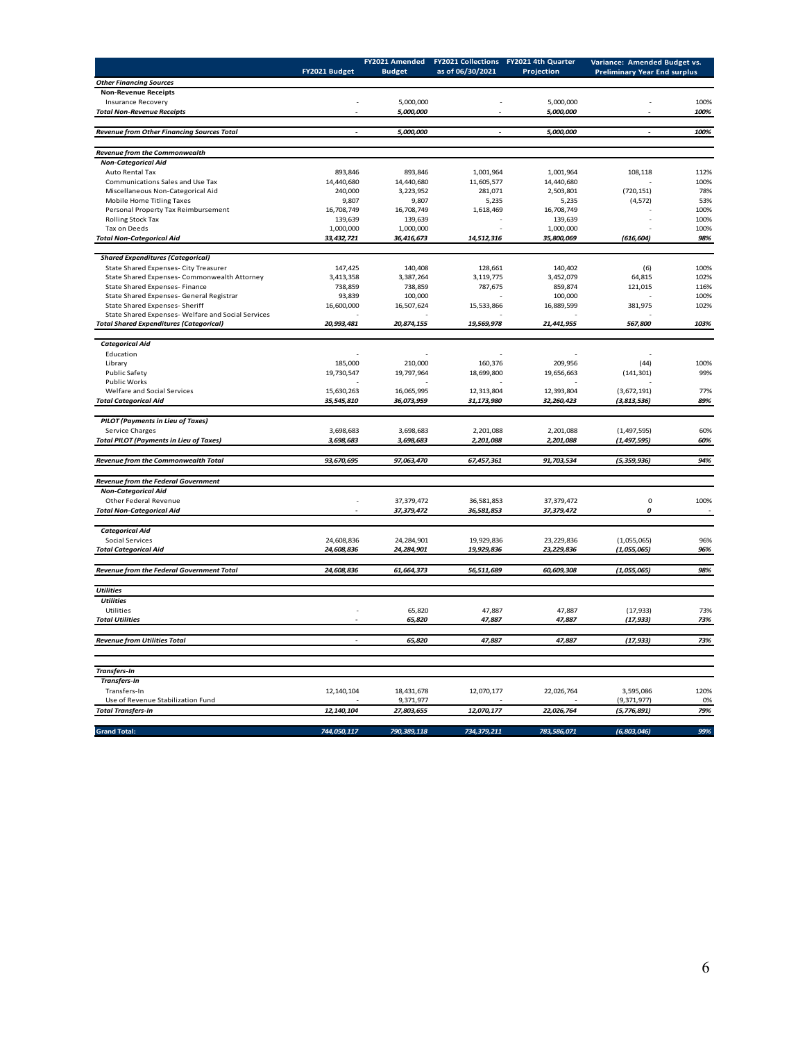| | FY2021 Budget | FY2021 Amended Budget | FY2021 Collections as of 06/30/2021 | FY2021 4th Quarter Projection | Variance: Amended Budget vs. Preliminary Year End surplus | |
|---|---|---|---|---|---|---|
| ***Other Financing Sources*** | | | | | | |
| **Non-Revenue Receipts** | | | | | | |
| Insurance Recovery | - | 5,000,000 | - | 5,000,000 | - | 100% |
| ***Total Non-Revenue Receipts*** | *-* | *5,000,000* | *-* | *5,000,000* | *-* | *100%* |
| ***Revenue from Other Financing Sources Total*** | *-* | *5,000,000* | *-* | *5,000,000* | *-* | *100%* |
| ***Revenue from the Commonwealth*** | | | | | | |
| ***Non-Categorical Aid*** | | | | | | |
| Auto Rental Tax | 893,846 | 893,846 | 1,001,964 | 1,001,964 | 108,118 | 112% |
| Communications Sales and Use Tax | 14,440,680 | 14,440,680 | 11,605,577 | 14,440,680 | - | 100% |
| Miscellaneous Non-Categorical Aid | 240,000 | 3,223,952 | 281,071 | 2,503,801 | (720,151) | 78% |
| Mobile Home Titling Taxes | 9,807 | 9,807 | 5,235 | 5,235 | (4,572) | 53% |
| Personal Property Tax Reimbursement | 16,708,749 | 16,708,749 | 1,618,469 | 16,708,749 | - | 100% |
| Rolling Stock Tax | 139,639 | 139,639 | - | 139,639 | - | 100% |
| Tax on Deeds | 1,000,000 | 1,000,000 | - | 1,000,000 | - | 100% |
| ***Total Non-Categorical Aid*** | *33,432,721* | *36,416,673* | *14,512,316* | *35,800,069* | *(616,604)* | *98%* |
| ***Shared Expenditures (Categorical)*** | | | | | | |
| State Shared Expenses- City Treasurer | 147,425 | 140,408 | 128,661 | 140,402 | (6) | 100% |
| State Shared Expenses- Commonwealth Attorney | 3,413,358 | 3,387,264 | 3,119,775 | 3,452,079 | 64,815 | 102% |
| State Shared Expenses- Finance | 738,859 | 738,859 | 787,675 | 859,874 | 121,015 | 116% |
| State Shared Expenses- General Registrar | 93,839 | 100,000 | - | 100,000 | - | 100% |
| State Shared Expenses- Sheriff | 16,600,000 | 16,507,624 | 15,533,866 | 16,889,599 | 381,975 | 102% |
| State Shared Expenses- Welfare and Social Services | - | - | - | - | - | |
| ***Total Shared Expenditures (Categorical)*** | *20,993,481* | *20,874,155* | *19,569,978* | *21,441,955* | *567,800* | *103%* |
| ***Categorical Aid*** | | | | | | |
| Education | - | - | - | - | - | |
| Library | 185,000 | 210,000 | 160,376 | 209,956 | (44) | 100% |
| Public Safety | 19,730,547 | 19,797,964 | 18,699,800 | 19,656,663 | (141,301) | 99% |
| Public Works | - | - | - | - | - | |
| Welfare and Social Services | 15,630,263 | 16,065,995 | 12,313,804 | 12,393,804 | (3,672,191) | 77% |
| ***Total Categorical Aid*** | *35,545,810* | *36,073,959* | *31,173,980* | *32,260,423* | *(3,813,536)* | *89%* |
| ***PILOT (Payments in Lieu of Taxes)*** | | | | | | |
| Service Charges | 3,698,683 | 3,698,683 | 2,201,088 | 2,201,088 | (1,497,595) | 60% |
| ***Total PILOT (Payments in Lieu of Taxes)*** | *3,698,683* | *3,698,683* | *2,201,088* | *2,201,088* | *(1,497,595)* | *60%* |
| ***Revenue from the Commonwealth Total*** | *93,670,695* | *97,063,470* | *67,457,361* | *91,703,534* | *(5,359,936)* | *94%* |
| ***Revenue from the Federal Government*** | | | | | | |
| ***Non-Categorical Aid*** | | | | | | |
| Other Federal Revenue | - | 37,379,472 | 36,581,853 | 37,379,472 | 0 | 100% |
| ***Total Non-Categorical Aid*** | *-* | *37,379,472* | *36,581,853* | *37,379,472* | *0* | *-* |
| ***Categorical Aid*** | | | | | | |
| Social Services | 24,608,836 | 24,284,901 | 19,929,836 | 23,229,836 | (1,055,065) | 96% |
| ***Total Categorical Aid*** | *24,608,836* | *24,284,901* | *19,929,836* | *23,229,836* | *(1,055,065)* | *96%* |
| ***Revenue from the Federal Government Total*** | *24,608,836* | *61,664,373* | *56,511,689* | *60,609,308* | *(1,055,065)* | *98%* |
| ***Utilities*** | | | | | | |
| ***Utilities*** | | | | | | |
| Utilities | - | 65,820 | 47,887 | 47,887 | (17,933) | 73% |
| ***Total Utilities*** | *-* | *65,820* | *47,887* | *47,887* | *(17,933)* | *73%* |
| ***Revenue from Utilities Total*** | *-* | *65,820* | *47,887* | *47,887* | *(17,933)* | *73%* |
| ***Transfers-In*** | | | | | | |
| ***Transfers-In*** | | | | | | |
| Transfers-In | 12,140,104 | 18,431,678 | 12,070,177 | 22,026,764 | 3,595,086 | 120% |
| Use of Revenue Stabilization Fund | - | 9,371,977 | - | - | (9,371,977) | 0% |
| ***Total Transfers-In*** | *12,140,104* | *27,803,655* | *12,070,177* | *22,026,764* | *(5,776,891)* | *79%* |
| **Grand Total:** | *744,050,117* | *790,389,118* | *734,379,211* | *783,586,071* | *(6,803,046)* | *99%* |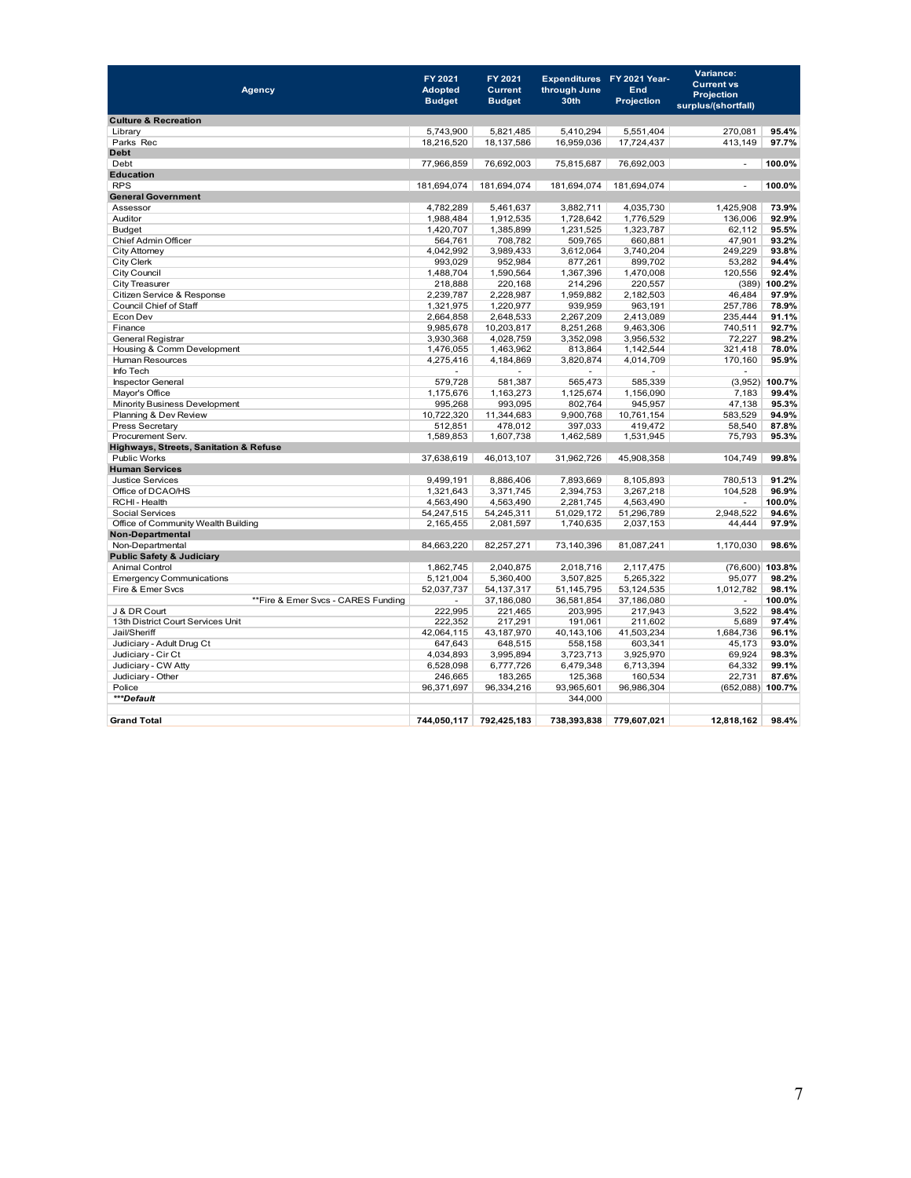| Agency | FY 2021 Adopted Budget | FY 2021 Current Budget | Expenditures through June 30th | FY 2021 Year-End Projection | Variance: Current vs Projection surplus/(shortfall) | |
|---|---|---|---|---|---|---|
| **Culture & Recreation** | | | | | | |
| Library | 5,743,900 | 5,821,485 | 5,410,294 | 5,551,404 | 270,081 | 95.4% |
| Parks Rec | 18,216,520 | 18,137,586 | 16,959,036 | 17,724,437 | 413,149 | 97.7% |
| **Debt** | | | | | | |
| Debt | 77,966,859 | 76,692,003 | 75,815,687 | 76,692,003 | - | 100.0% |
| **Education** | | | | | | |
| RPS | 181,694,074 | 181,694,074 | 181,694,074 | 181,694,074 | - | 100.0% |
| **General Government** | | | | | | |
| Assessor | 4,782,289 | 5,461,637 | 3,882,711 | 4,035,730 | 1,425,908 | 73.9% |
| Auditor | 1,988,484 | 1,912,535 | 1,728,642 | 1,776,529 | 136,006 | 92.9% |
| Budget | 1,420,707 | 1,385,899 | 1,231,525 | 1,323,787 | 62,112 | 95.5% |
| Chief Admin Officer | 564,761 | 708,782 | 509,765 | 660,881 | 47,901 | 93.2% |
| City Attorney | 4,042,992 | 3,989,433 | 3,612,064 | 3,740,204 | 249,229 | 93.8% |
| City Clerk | 993,029 | 952,984 | 877,261 | 899,702 | 53,282 | 94.4% |
| City Council | 1,488,704 | 1,590,564 | 1,367,396 | 1,470,008 | 120,556 | 92.4% |
| City Treasurer | 218,888 | 220,168 | 214,296 | 220,557 | (389) | 100.2% |
| Citizen Service & Response | 2,239,787 | 2,228,987 | 1,959,882 | 2,182,503 | 46,484 | 97.9% |
| Council Chief of Staff | 1,321,975 | 1,220,977 | 939,959 | 963,191 | 257,786 | 78.9% |
| Econ Dev | 2,664,858 | 2,648,533 | 2,267,209 | 2,413,089 | 235,444 | 91.1% |
| Finance | 9,985,678 | 10,203,817 | 8,251,268 | 9,463,306 | 740,511 | 92.7% |
| General Registrar | 3,930,368 | 4,028,759 | 3,352,098 | 3,956,532 | 72,227 | 98.2% |
| Housing & Comm Development | 1,476,055 | 1,463,962 | 813,864 | 1,142,544 | 321,418 | 78.0% |
| Human Resources | 4,275,416 | 4,184,869 | 3,820,874 | 4,014,709 | 170,160 | 95.9% |
| Info Tech | - | - | - | - | - | |
| Inspector General | 579,728 | 581,387 | 565,473 | 585,339 | (3,952) | 100.7% |
| Mayor's Office | 1,175,676 | 1,163,273 | 1,125,674 | 1,156,090 | 7,183 | 99.4% |
| Minority Business Development | 995,268 | 993,095 | 802,764 | 945,957 | 47,138 | 95.3% |
| Planning & Dev Review | 10,722,320 | 11,344,683 | 9,900,768 | 10,761,154 | 583,529 | 94.9% |
| Press Secretary | 512,851 | 478,012 | 397,033 | 419,472 | 58,540 | 87.8% |
| Procurement Serv. | 1,589,853 | 1,607,738 | 1,462,589 | 1,531,945 | 75,793 | 95.3% |
| **Highways, Streets, Sanitation & Refuse** | | | | | | |
| Public Works | 37,638,619 | 46,013,107 | 31,962,726 | 45,908,358 | 104,749 | 99.8% |
| **Human Services** | | | | | | |
| Justice Services | 9,499,191 | 8,886,406 | 7,893,669 | 8,105,893 | 780,513 | 91.2% |
| Office of DCAO/HS | 1,321,643 | 3,371,745 | 2,394,753 | 3,267,218 | 104,528 | 96.9% |
| RCHI - Health | 4,563,490 | 4,563,490 | 2,281,745 | 4,563,490 | - | 100.0% |
| Social Services | 54,247,515 | 54,245,311 | 51,029,172 | 51,296,789 | 2,948,522 | 94.6% |
| Office of Community Wealth Building | 2,165,455 | 2,081,597 | 1,740,635 | 2,037,153 | 44,444 | 97.9% |
| **Non-Departmental** | | | | | | |
| Non-Departmental | 84,663,220 | 82,257,271 | 73,140,396 | 81,087,241 | 1,170,030 | 98.6% |
| **Public Safety & Judiciary** | | | | | | |
| Animal Control | 1,862,745 | 2,040,875 | 2,018,716 | 2,117,475 | (76,600) | 103.8% |
| Emergency Communications | 5,121,004 | 5,360,400 | 3,507,825 | 5,265,322 | 95,077 | 98.2% |
| Fire & Emer Svcs | 52,037,737 | 54,137,317 | 51,145,795 | 53,124,535 | 1,012,782 | 98.1% |
| **Fire & Emer Svcs - CARES Funding | - | 37,186,080 | 36,581,854 | 37,186,080 | - | 100.0% |
| J & DR Court | 222,995 | 221,465 | 203,995 | 217,943 | 3,522 | 98.4% |
| 13th District Court Services Unit | 222,352 | 217,291 | 191,061 | 211,602 | 5,689 | 97.4% |
| Jail/Sheriff | 42,064,115 | 43,187,970 | 40,143,106 | 41,503,234 | 1,684,736 | 96.1% |
| Judiciary - Adult Drug Ct | 647,643 | 648,515 | 558,158 | 603,341 | 45,173 | 93.0% |
| Judiciary - Cir Ct | 4,034,893 | 3,995,894 | 3,723,713 | 3,925,970 | 69,924 | 98.3% |
| Judiciary - CW Atty | 6,528,098 | 6,777,726 | 6,479,348 | 6,713,394 | 64,332 | 99.1% |
| Judiciary - Other | 246,665 | 183,265 | 125,368 | 160,534 | 22,731 | 87.6% |
| Police | 96,371,697 | 96,334,216 | 93,965,601 | 96,986,304 | (652,088) | 100.7% |
| ***Default*** | | | 344,000 | | | |
| | | | | | | |
| **Grand Total** | **744,050,117** | **792,425,183** | **738,393,838** | **779,607,021** | **12,818,162** | **98.4%** |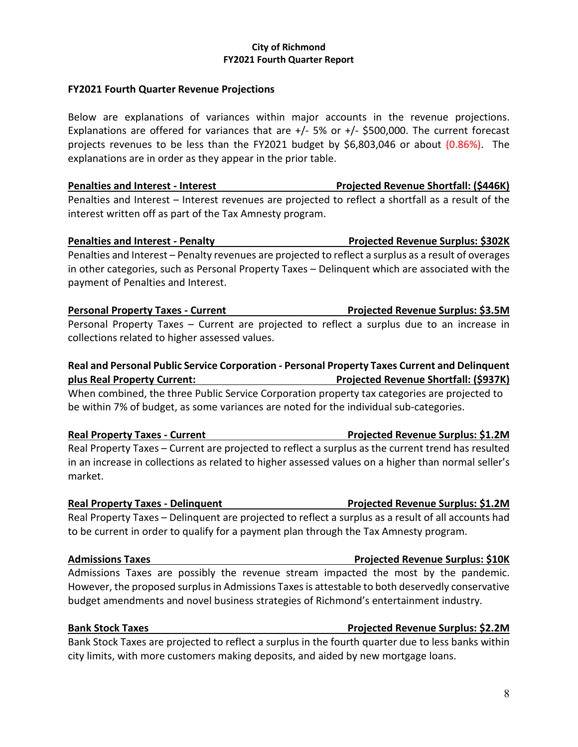**City of Richmond**
**FY2021 Fourth Quarter Report**

## FY2021 Fourth Quarter Revenue Projections

Below are explanations of variances within major accounts in the revenue projections. Explanations are offered for variances that are +/- 5% or +/- $500,000. The current forecast projects revenues to be less than the FY2021 budget by $6,803,046 or about (0.86%). The explanations are in order as they appear in the prior table.

**Penalties and Interest - Interest — Projected Revenue Shortfall: ($446K)**

Penalties and Interest – Interest revenues are projected to reflect a shortfall as a result of the interest written off as part of the Tax Amnesty program.

**Penalties and Interest - Penalty — Projected Revenue Surplus: $302K**

Penalties and Interest – Penalty revenues are projected to reflect a surplus as a result of overages in other categories, such as Personal Property Taxes – Delinquent which are associated with the payment of Penalties and Interest.

**Personal Property Taxes - Current — Projected Revenue Surplus: $3.5M**

Personal Property Taxes – Current are projected to reflect a surplus due to an increase in collections related to higher assessed values.

**Real and Personal Public Service Corporation - Personal Property Taxes Current and Delinquent plus Real Property Current: — Projected Revenue Shortfall: ($937K)**

When combined, the three Public Service Corporation property tax categories are projected to be within 7% of budget, as some variances are noted for the individual sub-categories.

**Real Property Taxes - Current — Projected Revenue Surplus: $1.2M**

Real Property Taxes – Current are projected to reflect a surplus as the current trend has resulted in an increase in collections as related to higher assessed values on a higher than normal seller's market.

**Real Property Taxes - Delinquent — Projected Revenue Surplus: $1.2M**

Real Property Taxes – Delinquent are projected to reflect a surplus as a result of all accounts had to be current in order to qualify for a payment plan through the Tax Amnesty program.

**Admissions Taxes — Projected Revenue Surplus: $10K**

Admissions Taxes are possibly the revenue stream impacted the most by the pandemic. However, the proposed surplus in Admissions Taxes is attestable to both deservedly conservative budget amendments and novel business strategies of Richmond's entertainment industry.

**Bank Stock Taxes — Projected Revenue Surplus: $2.2M**

Bank Stock Taxes are projected to reflect a surplus in the fourth quarter due to less banks within city limits, with more customers making deposits, and aided by new mortgage loans.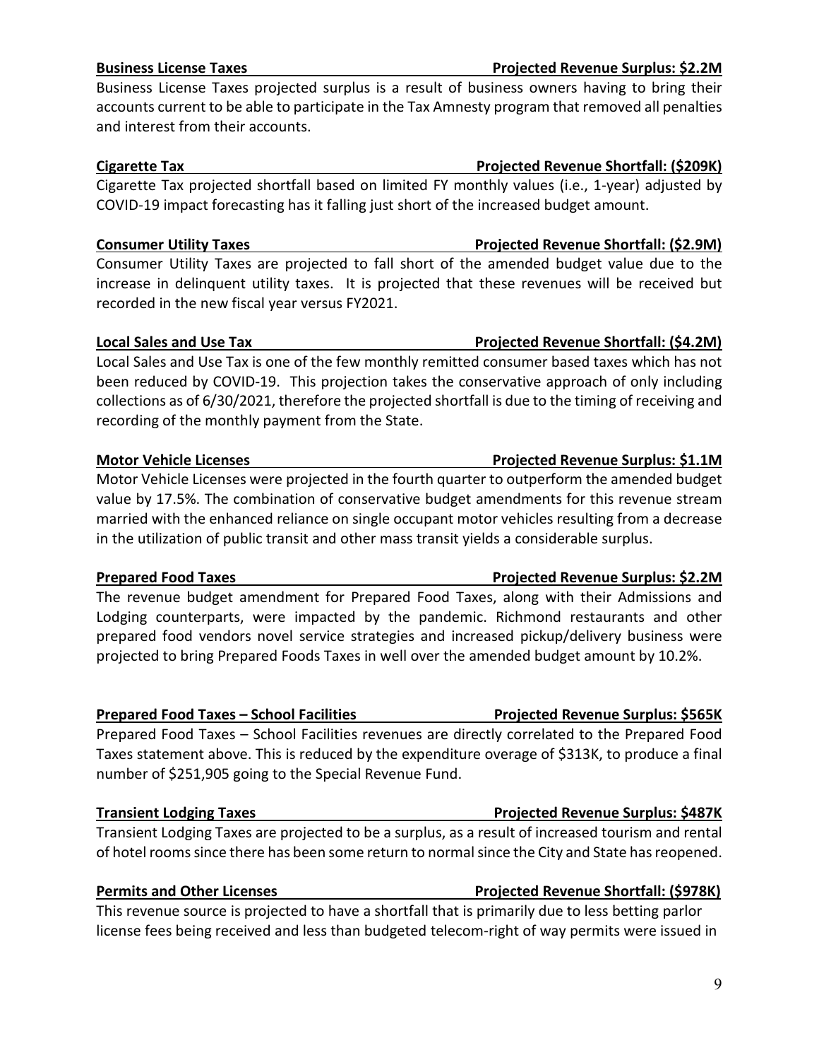**Business License Taxes Projected Revenue Surplus: $2.2M**

Business License Taxes projected surplus is a result of business owners having to bring their accounts current to be able to participate in the Tax Amnesty program that removed all penalties and interest from their accounts.

**Cigarette Tax Projected Revenue Shortfall: ($209K)**

Cigarette Tax projected shortfall based on limited FY monthly values (i.e., 1-year) adjusted by COVID-19 impact forecasting has it falling just short of the increased budget amount.

**Consumer Utility Taxes Projected Revenue Shortfall: ($2.9M)**

Consumer Utility Taxes are projected to fall short of the amended budget value due to the increase in delinquent utility taxes. It is projected that these revenues will be received but recorded in the new fiscal year versus FY2021.

**Local Sales and Use Tax Projected Revenue Shortfall: ($4.2M)**

Local Sales and Use Tax is one of the few monthly remitted consumer based taxes which has not been reduced by COVID-19. This projection takes the conservative approach of only including collections as of 6/30/2021, therefore the projected shortfall is due to the timing of receiving and recording of the monthly payment from the State.

**Motor Vehicle Licenses Projected Revenue Surplus: $1.1M**

Motor Vehicle Licenses were projected in the fourth quarter to outperform the amended budget value by 17.5%. The combination of conservative budget amendments for this revenue stream married with the enhanced reliance on single occupant motor vehicles resulting from a decrease in the utilization of public transit and other mass transit yields a considerable surplus.

**Prepared Food Taxes Projected Revenue Surplus: $2.2M**

The revenue budget amendment for Prepared Food Taxes, along with their Admissions and Lodging counterparts, were impacted by the pandemic. Richmond restaurants and other prepared food vendors novel service strategies and increased pickup/delivery business were projected to bring Prepared Foods Taxes in well over the amended budget amount by 10.2%.

**Prepared Food Taxes – School Facilities Projected Revenue Surplus: $565K**

Prepared Food Taxes – School Facilities revenues are directly correlated to the Prepared Food Taxes statement above. This is reduced by the expenditure overage of $313K, to produce a final number of $251,905 going to the Special Revenue Fund.

**Transient Lodging Taxes Projected Revenue Surplus: $487K**

Transient Lodging Taxes are projected to be a surplus, as a result of increased tourism and rental of hotel rooms since there has been some return to normal since the City and State has reopened.

**Permits and Other Licenses Projected Revenue Shortfall: ($978K)**

This revenue source is projected to have a shortfall that is primarily due to less betting parlor license fees being received and less than budgeted telecom-right of way permits were issued in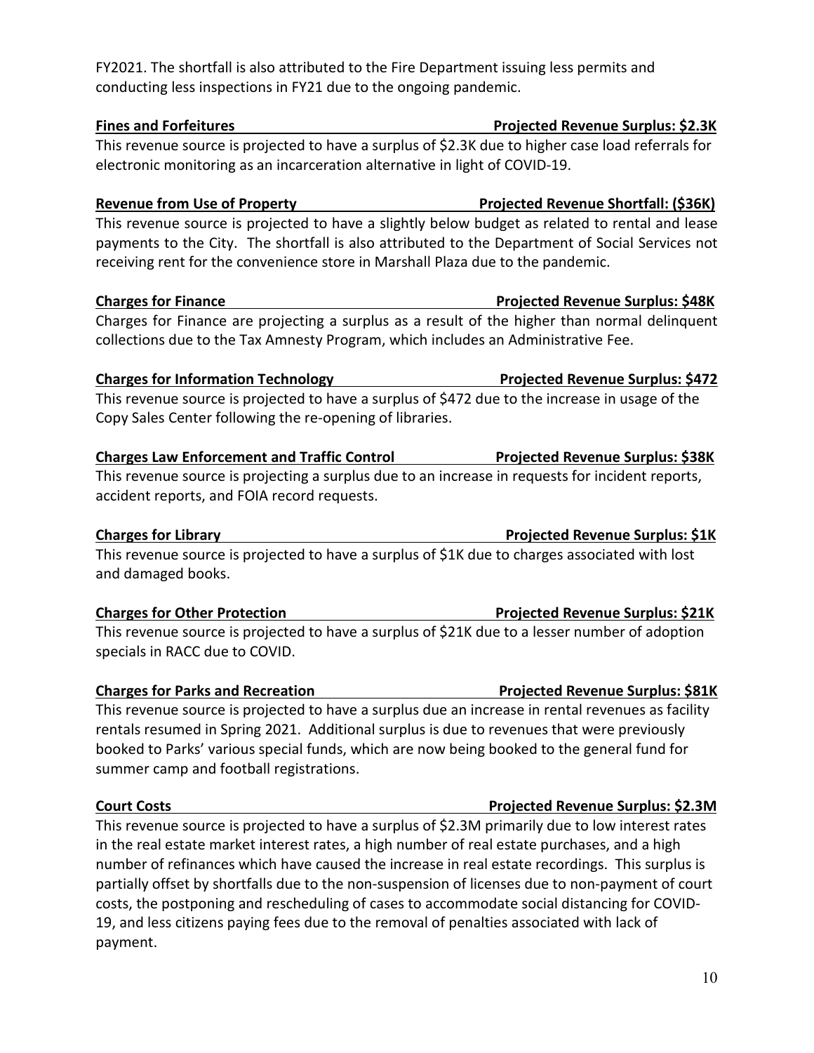FY2021. The shortfall is also attributed to the Fire Department issuing less permits and conducting less inspections in FY21 due to the ongoing pandemic.

**Fines and Forfeitures — Projected Revenue Surplus: $2.3K**

This revenue source is projected to have a surplus of $2.3K due to higher case load referrals for electronic monitoring as an incarceration alternative in light of COVID-19.

**Revenue from Use of Property — Projected Revenue Shortfall: ($36K)**

This revenue source is projected to have a slightly below budget as related to rental and lease payments to the City. The shortfall is also attributed to the Department of Social Services not receiving rent for the convenience store in Marshall Plaza due to the pandemic.

**Charges for Finance — Projected Revenue Surplus: $48K**

Charges for Finance are projecting a surplus as a result of the higher than normal delinquent collections due to the Tax Amnesty Program, which includes an Administrative Fee.

**Charges for Information Technology — Projected Revenue Surplus: $472**

This revenue source is projected to have a surplus of $472 due to the increase in usage of the Copy Sales Center following the re-opening of libraries.

**Charges Law Enforcement and Traffic Control — Projected Revenue Surplus: $38K**

This revenue source is projecting a surplus due to an increase in requests for incident reports, accident reports, and FOIA record requests.

**Charges for Library — Projected Revenue Surplus: $1K**

This revenue source is projected to have a surplus of $1K due to charges associated with lost and damaged books.

**Charges for Other Protection — Projected Revenue Surplus: $21K**

This revenue source is projected to have a surplus of $21K due to a lesser number of adoption specials in RACC due to COVID.

**Charges for Parks and Recreation — Projected Revenue Surplus: $81K**

This revenue source is projected to have a surplus due an increase in rental revenues as facility rentals resumed in Spring 2021. Additional surplus is due to revenues that were previously booked to Parks' various special funds, which are now being booked to the general fund for summer camp and football registrations.

**Court Costs — Projected Revenue Surplus: $2.3M**

This revenue source is projected to have a surplus of $2.3M primarily due to low interest rates in the real estate market interest rates, a high number of real estate purchases, and a high number of refinances which have caused the increase in real estate recordings. This surplus is partially offset by shortfalls due to the non-suspension of licenses due to non-payment of court costs, the postponing and rescheduling of cases to accommodate social distancing for COVID-19, and less citizens paying fees due to the removal of penalties associated with lack of payment.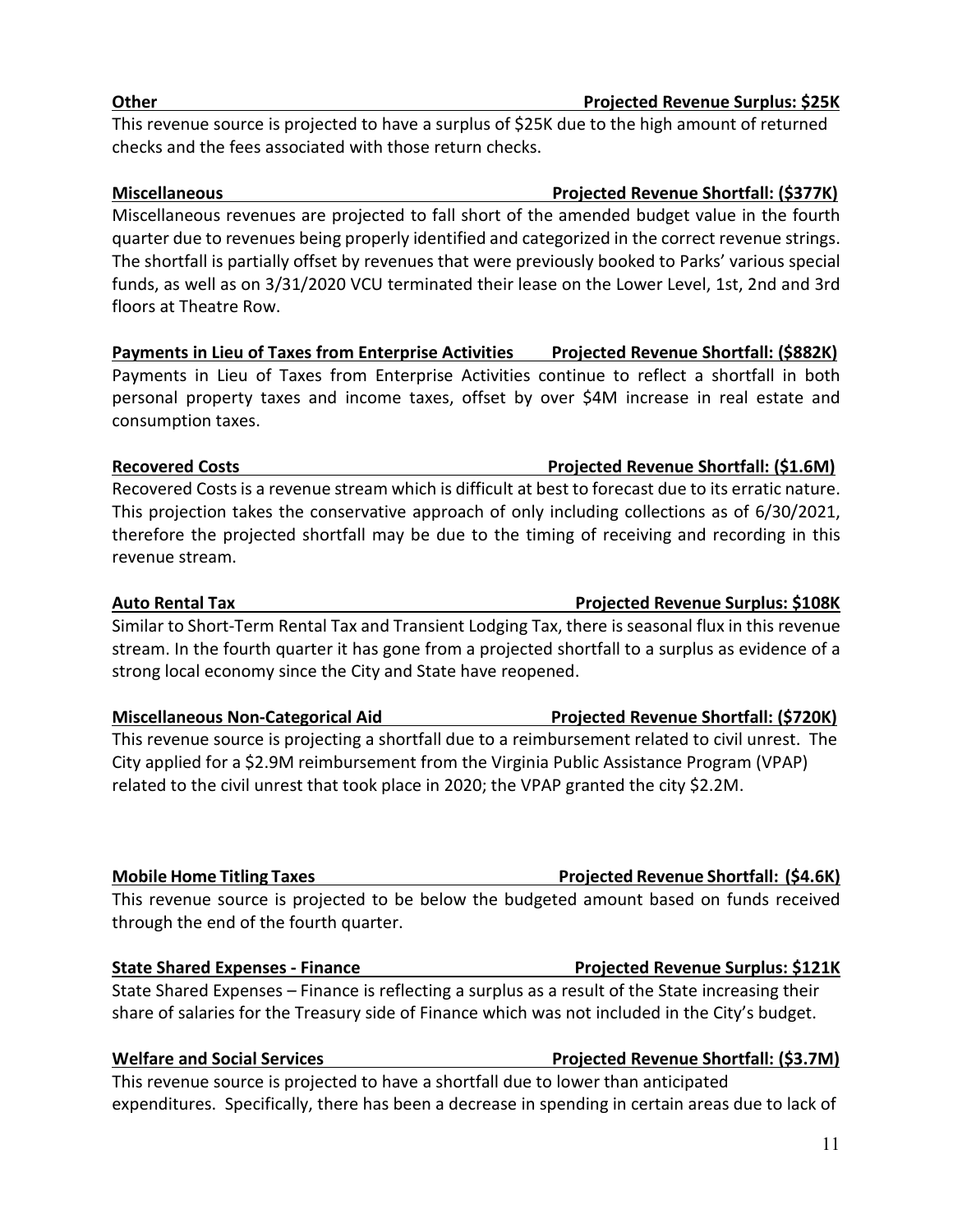**Other** **Projected Revenue Surplus: $25K**

This revenue source is projected to have a surplus of $25K due to the high amount of returned checks and the fees associated with those return checks.

**Miscellaneous** **Projected Revenue Shortfall: ($377K)**

Miscellaneous revenues are projected to fall short of the amended budget value in the fourth quarter due to revenues being properly identified and categorized in the correct revenue strings. The shortfall is partially offset by revenues that were previously booked to Parks' various special funds, as well as on 3/31/2020 VCU terminated their lease on the Lower Level, 1st, 2nd and 3rd floors at Theatre Row.

**Payments in Lieu of Taxes from Enterprise Activities** **Projected Revenue Shortfall: ($882K)**

Payments in Lieu of Taxes from Enterprise Activities continue to reflect a shortfall in both personal property taxes and income taxes, offset by over $4M increase in real estate and consumption taxes.

**Recovered Costs** **Projected Revenue Shortfall: ($1.6M)**

Recovered Costs is a revenue stream which is difficult at best to forecast due to its erratic nature. This projection takes the conservative approach of only including collections as of 6/30/2021, therefore the projected shortfall may be due to the timing of receiving and recording in this revenue stream.

**Auto Rental Tax** **Projected Revenue Surplus: $108K**

Similar to Short-Term Rental Tax and Transient Lodging Tax, there is seasonal flux in this revenue stream. In the fourth quarter it has gone from a projected shortfall to a surplus as evidence of a strong local economy since the City and State have reopened.

**Miscellaneous Non-Categorical Aid** **Projected Revenue Shortfall: ($720K)**

This revenue source is projecting a shortfall due to a reimbursement related to civil unrest. The City applied for a $2.9M reimbursement from the Virginia Public Assistance Program (VPAP) related to the civil unrest that took place in 2020; the VPAP granted the city $2.2M.

**Mobile Home Titling Taxes** **Projected Revenue Shortfall: ($4.6K)**

This revenue source is projected to be below the budgeted amount based on funds received through the end of the fourth quarter.

**State Shared Expenses - Finance** **Projected Revenue Surplus: $121K**

State Shared Expenses – Finance is reflecting a surplus as a result of the State increasing their share of salaries for the Treasury side of Finance which was not included in the City's budget.

**Welfare and Social Services** **Projected Revenue Shortfall: ($3.7M)**

This revenue source is projected to have a shortfall due to lower than anticipated expenditures. Specifically, there has been a decrease in spending in certain areas due to lack of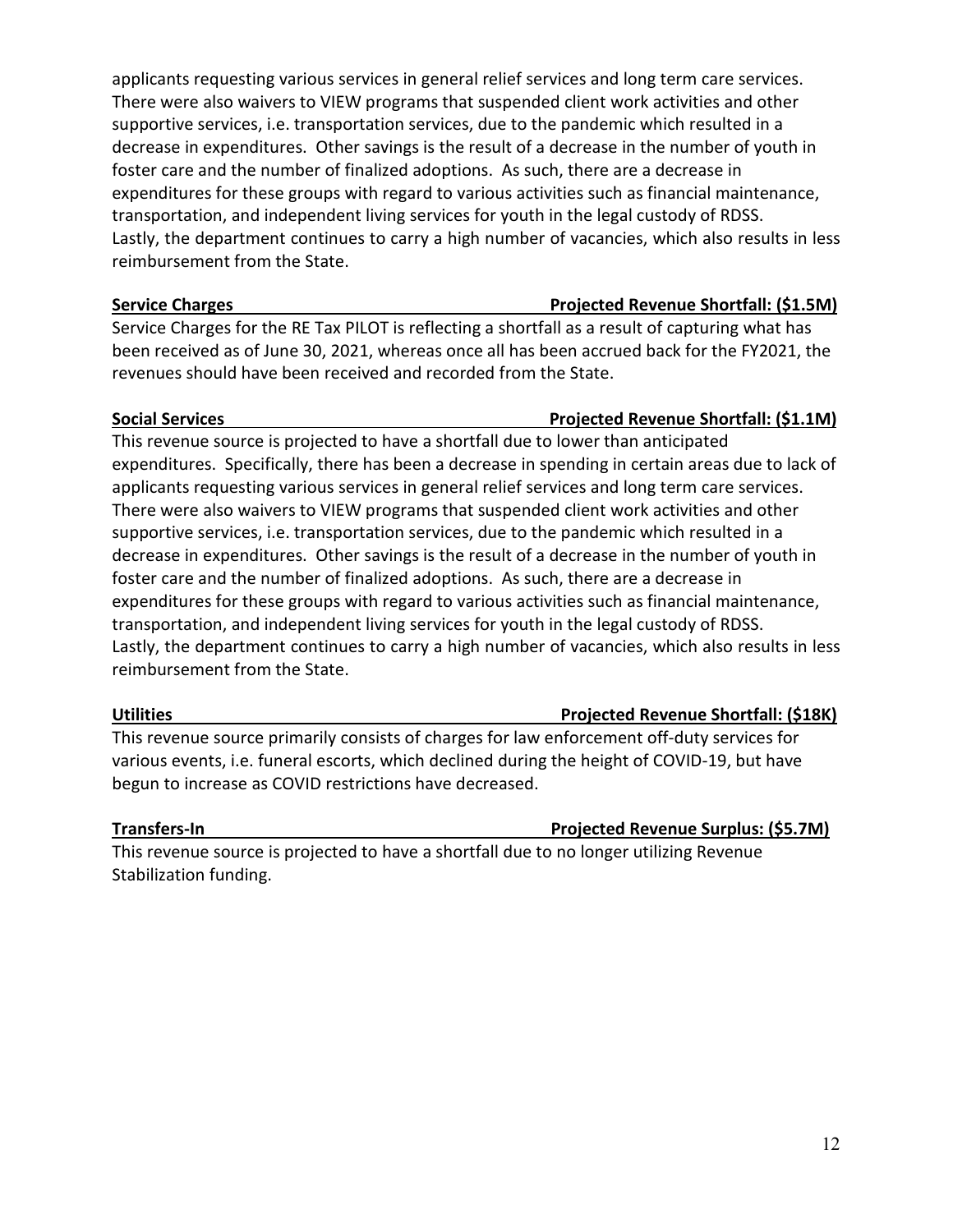applicants requesting various services in general relief services and long term care services. There were also waivers to VIEW programs that suspended client work activities and other supportive services, i.e. transportation services, due to the pandemic which resulted in a decrease in expenditures. Other savings is the result of a decrease in the number of youth in foster care and the number of finalized adoptions. As such, there are a decrease in expenditures for these groups with regard to various activities such as financial maintenance, transportation, and independent living services for youth in the legal custody of RDSS. Lastly, the department continues to carry a high number of vacancies, which also results in less reimbursement from the State.

**Service Charges** **Projected Revenue Shortfall: ($1.5M)**

Service Charges for the RE Tax PILOT is reflecting a shortfall as a result of capturing what has been received as of June 30, 2021, whereas once all has been accrued back for the FY2021, the revenues should have been received and recorded from the State.

**Social Services** **Projected Revenue Shortfall: ($1.1M)**

This revenue source is projected to have a shortfall due to lower than anticipated expenditures. Specifically, there has been a decrease in spending in certain areas due to lack of applicants requesting various services in general relief services and long term care services. There were also waivers to VIEW programs that suspended client work activities and other supportive services, i.e. transportation services, due to the pandemic which resulted in a decrease in expenditures. Other savings is the result of a decrease in the number of youth in foster care and the number of finalized adoptions. As such, there are a decrease in expenditures for these groups with regard to various activities such as financial maintenance, transportation, and independent living services for youth in the legal custody of RDSS. Lastly, the department continues to carry a high number of vacancies, which also results in less reimbursement from the State.

**Utilities** **Projected Revenue Shortfall: ($18K)**

This revenue source primarily consists of charges for law enforcement off-duty services for various events, i.e. funeral escorts, which declined during the height of COVID-19, but have begun to increase as COVID restrictions have decreased.

**Transfers-In** **Projected Revenue Surplus: ($5.7M)**

This revenue source is projected to have a shortfall due to no longer utilizing Revenue Stabilization funding.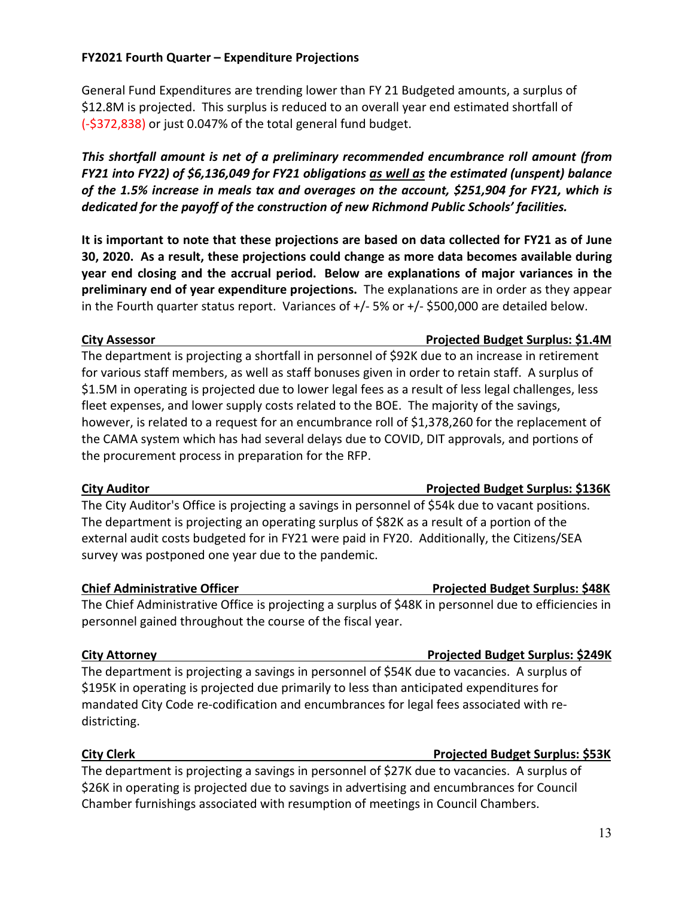**FY2021 Fourth Quarter – Expenditure Projections**

General Fund Expenditures are trending lower than FY 21 Budgeted amounts, a surplus of $12.8M is projected. This surplus is reduced to an overall year end estimated shortfall of (-$372,838) or just 0.047% of the total general fund budget.

***This shortfall amount is net of a preliminary recommended encumbrance roll amount (from FY21 into FY22) of $6,136,049 for FY21 obligations as well as the estimated (unspent) balance of the 1.5% increase in meals tax and overages on the account, $251,904 for FY21, which is dedicated for the payoff of the construction of new Richmond Public Schools' facilities.***

**It is important to note that these projections are based on data collected for FY21 as of June 30, 2020. As a result, these projections could change as more data becomes available during year end closing and the accrual period. Below are explanations of major variances in the preliminary end of year expenditure projections.** The explanations are in order as they appear in the Fourth quarter status report. Variances of +/- 5% or +/- $500,000 are detailed below.

**City Assessor — Projected Budget Surplus: $1.4M**

The department is projecting a shortfall in personnel of $92K due to an increase in retirement for various staff members, as well as staff bonuses given in order to retain staff. A surplus of $1.5M in operating is projected due to lower legal fees as a result of less legal challenges, less fleet expenses, and lower supply costs related to the BOE. The majority of the savings, however, is related to a request for an encumbrance roll of $1,378,260 for the replacement of the CAMA system which has had several delays due to COVID, DIT approvals, and portions of the procurement process in preparation for the RFP.

**City Auditor — Projected Budget Surplus: $136K**

The City Auditor's Office is projecting a savings in personnel of $54k due to vacant positions. The department is projecting an operating surplus of $82K as a result of a portion of the external audit costs budgeted for in FY21 were paid in FY20. Additionally, the Citizens/SEA survey was postponed one year due to the pandemic.

**Chief Administrative Officer — Projected Budget Surplus: $48K**

The Chief Administrative Office is projecting a surplus of $48K in personnel due to efficiencies in personnel gained throughout the course of the fiscal year.

**City Attorney — Projected Budget Surplus: $249K**

The department is projecting a savings in personnel of $54K due to vacancies. A surplus of $195K in operating is projected due primarily to less than anticipated expenditures for mandated City Code re-codification and encumbrances for legal fees associated with re-districting.

**City Clerk — Projected Budget Surplus: $53K**

The department is projecting a savings in personnel of $27K due to vacancies. A surplus of $26K in operating is projected due to savings in advertising and encumbrances for Council Chamber furnishings associated with resumption of meetings in Council Chambers.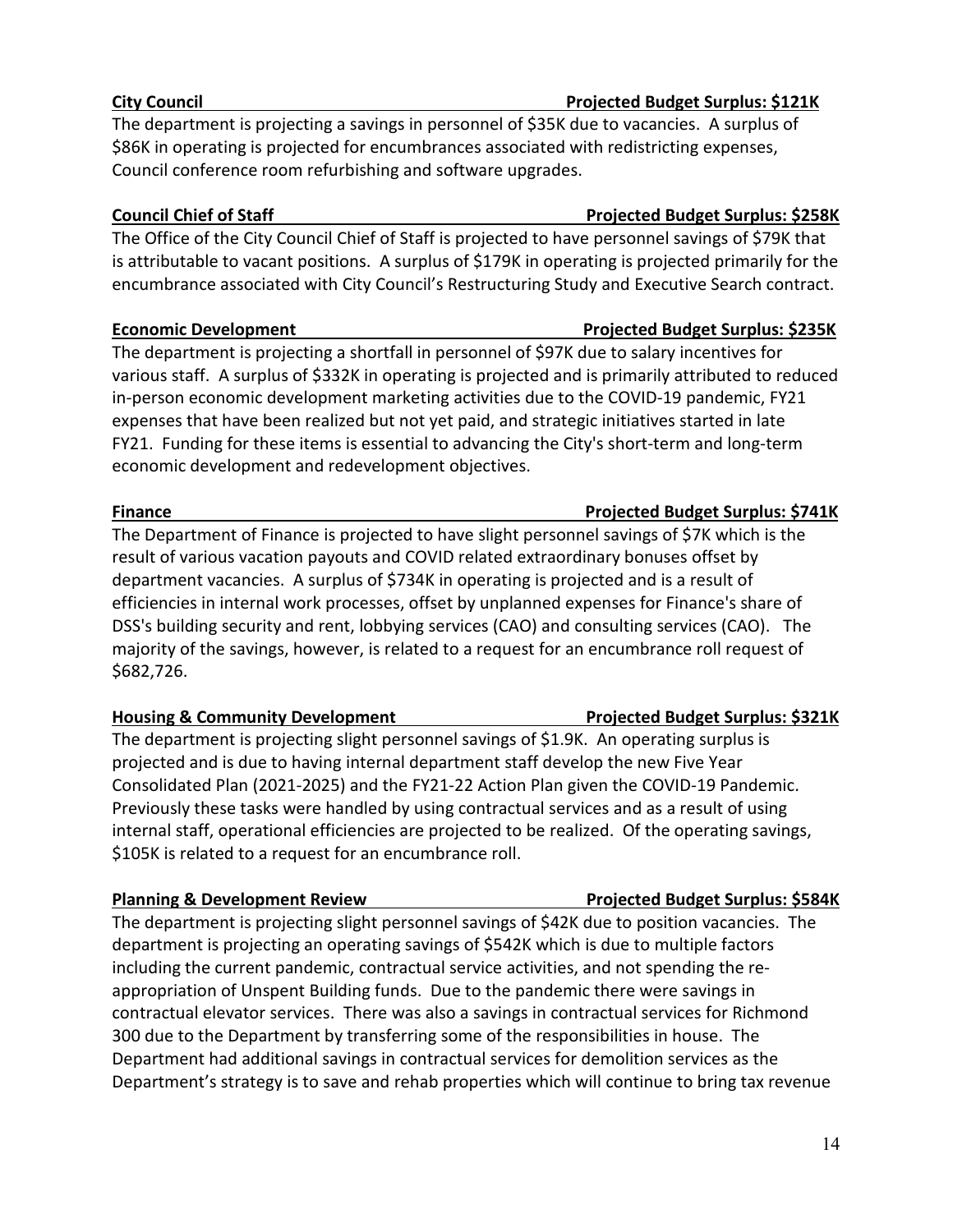**City Council** **Projected Budget Surplus: $121K**

The department is projecting a savings in personnel of $35K due to vacancies. A surplus of $86K in operating is projected for encumbrances associated with redistricting expenses, Council conference room refurbishing and software upgrades.

**Council Chief of Staff** **Projected Budget Surplus: $258K**

The Office of the City Council Chief of Staff is projected to have personnel savings of $79K that is attributable to vacant positions. A surplus of $179K in operating is projected primarily for the encumbrance associated with City Council's Restructuring Study and Executive Search contract.

**Economic Development** **Projected Budget Surplus: $235K**

The department is projecting a shortfall in personnel of $97K due to salary incentives for various staff. A surplus of $332K in operating is projected and is primarily attributed to reduced in-person economic development marketing activities due to the COVID-19 pandemic, FY21 expenses that have been realized but not yet paid, and strategic initiatives started in late FY21. Funding for these items is essential to advancing the City's short-term and long-term economic development and redevelopment objectives.

**Finance** **Projected Budget Surplus: $741K**

The Department of Finance is projected to have slight personnel savings of $7K which is the result of various vacation payouts and COVID related extraordinary bonuses offset by department vacancies. A surplus of $734K in operating is projected and is a result of efficiencies in internal work processes, offset by unplanned expenses for Finance's share of DSS's building security and rent, lobbying services (CAO) and consulting services (CAO). The majority of the savings, however, is related to a request for an encumbrance roll request of $682,726.

**Housing & Community Development** **Projected Budget Surplus: $321K**

The department is projecting slight personnel savings of $1.9K. An operating surplus is projected and is due to having internal department staff develop the new Five Year Consolidated Plan (2021-2025) and the FY21-22 Action Plan given the COVID-19 Pandemic. Previously these tasks were handled by using contractual services and as a result of using internal staff, operational efficiencies are projected to be realized. Of the operating savings, $105K is related to a request for an encumbrance roll.

**Planning & Development Review** **Projected Budget Surplus: $584K**

The department is projecting slight personnel savings of $42K due to position vacancies. The department is projecting an operating savings of $542K which is due to multiple factors including the current pandemic, contractual service activities, and not spending the re-appropriation of Unspent Building funds. Due to the pandemic there were savings in contractual elevator services. There was also a savings in contractual services for Richmond 300 due to the Department by transferring some of the responsibilities in house. The Department had additional savings in contractual services for demolition services as the Department's strategy is to save and rehab properties which will continue to bring tax revenue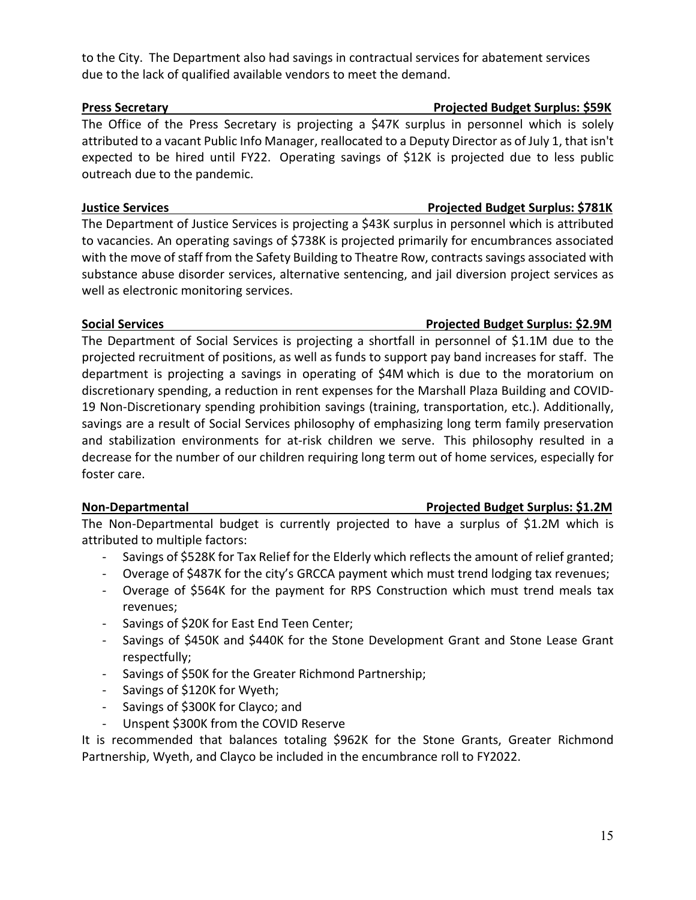to the City. The Department also had savings in contractual services for abatement services due to the lack of qualified available vendors to meet the demand.

**Press Secretary** **Projected Budget Surplus: $59K**

The Office of the Press Secretary is projecting a $47K surplus in personnel which is solely attributed to a vacant Public Info Manager, reallocated to a Deputy Director as of July 1, that isn't expected to be hired until FY22. Operating savings of $12K is projected due to less public outreach due to the pandemic.

**Justice Services** **Projected Budget Surplus: $781K**

The Department of Justice Services is projecting a $43K surplus in personnel which is attributed to vacancies. An operating savings of $738K is projected primarily for encumbrances associated with the move of staff from the Safety Building to Theatre Row, contracts savings associated with substance abuse disorder services, alternative sentencing, and jail diversion project services as well as electronic monitoring services.

**Social Services** **Projected Budget Surplus: $2.9M**

The Department of Social Services is projecting a shortfall in personnel of $1.1M due to the projected recruitment of positions, as well as funds to support pay band increases for staff. The department is projecting a savings in operating of $4M which is due to the moratorium on discretionary spending, a reduction in rent expenses for the Marshall Plaza Building and COVID-19 Non-Discretionary spending prohibition savings (training, transportation, etc.). Additionally, savings are a result of Social Services philosophy of emphasizing long term family preservation and stabilization environments for at-risk children we serve. This philosophy resulted in a decrease for the number of our children requiring long term out of home services, especially for foster care.

**Non-Departmental** **Projected Budget Surplus: $1.2M**

The Non-Departmental budget is currently projected to have a surplus of $1.2M which is attributed to multiple factors:

- Savings of $528K for Tax Relief for the Elderly which reflects the amount of relief granted;
- Overage of $487K for the city's GRCCA payment which must trend lodging tax revenues;
- Overage of $564K for the payment for RPS Construction which must trend meals tax revenues;
- Savings of $20K for East End Teen Center;
- Savings of $450K and $440K for the Stone Development Grant and Stone Lease Grant respectfully;
- Savings of $50K for the Greater Richmond Partnership;
- Savings of $120K for Wyeth;
- Savings of $300K for Clayco; and
- Unspent $300K from the COVID Reserve

It is recommended that balances totaling $962K for the Stone Grants, Greater Richmond Partnership, Wyeth, and Clayco be included in the encumbrance roll to FY2022.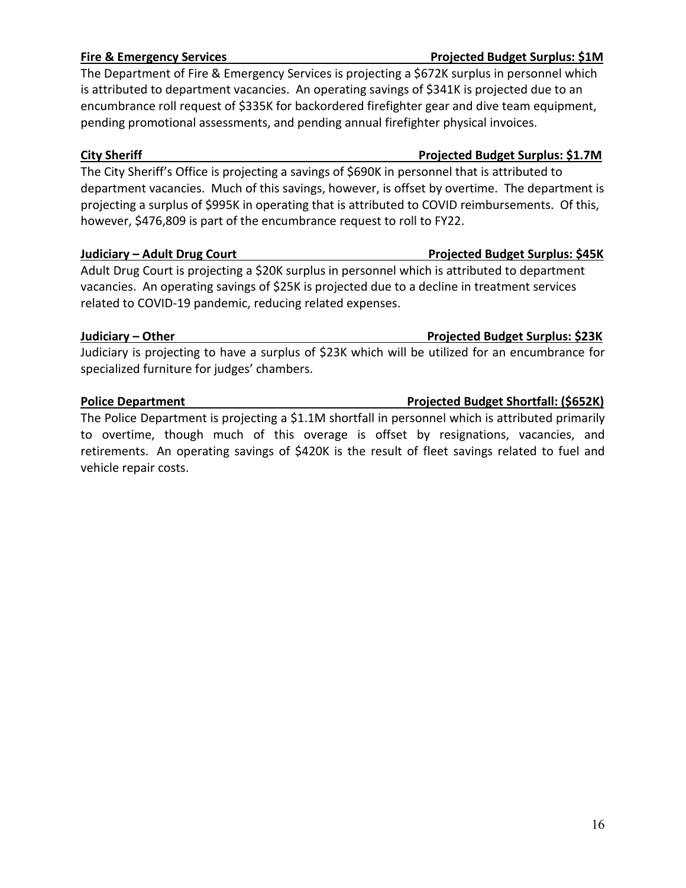**Fire & Emergency Services** **Projected Budget Surplus: $1M**

The Department of Fire & Emergency Services is projecting a $672K surplus in personnel which is attributed to department vacancies. An operating savings of $341K is projected due to an encumbrance roll request of $335K for backordered firefighter gear and dive team equipment, pending promotional assessments, and pending annual firefighter physical invoices.

**City Sheriff** **Projected Budget Surplus: $1.7M**

The City Sheriff's Office is projecting a savings of $690K in personnel that is attributed to department vacancies. Much of this savings, however, is offset by overtime. The department is projecting a surplus of $995K in operating that is attributed to COVID reimbursements. Of this, however, $476,809 is part of the encumbrance request to roll to FY22.

**Judiciary – Adult Drug Court** **Projected Budget Surplus: $45K**

Adult Drug Court is projecting a $20K surplus in personnel which is attributed to department vacancies. An operating savings of $25K is projected due to a decline in treatment services related to COVID-19 pandemic, reducing related expenses.

**Judiciary – Other** **Projected Budget Surplus: $23K**

Judiciary is projecting to have a surplus of $23K which will be utilized for an encumbrance for specialized furniture for judges' chambers.

**Police Department** **Projected Budget Shortfall: ($652K)**

The Police Department is projecting a $1.1M shortfall in personnel which is attributed primarily to overtime, though much of this overage is offset by resignations, vacancies, and retirements. An operating savings of $420K is the result of fleet savings related to fuel and vehicle repair costs.